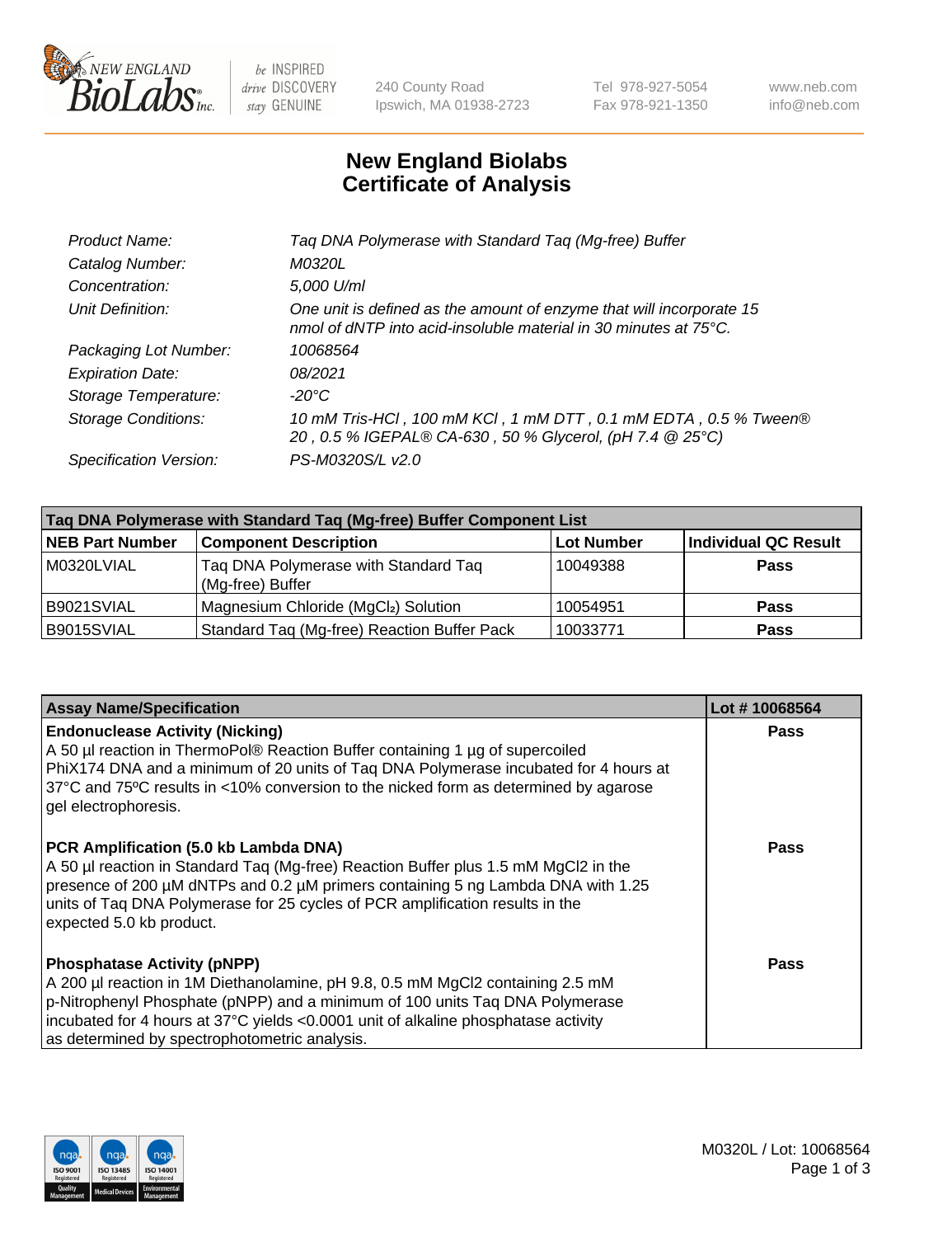240 County Road
Ipswich, MA 01938-2723

Tel 978-927-5054
Fax 978-921-1350

www.neb.com
info@neb.com

# New England Biolabs
# Certificate of Analysis

| | |
|---|---|
| *Product Name:* | *Taq DNA Polymerase with Standard Taq (Mg-free) Buffer* |
| *Catalog Number:* | *M0320L* |
| *Concentration:* | *5,000 U/ml* |
| *Unit Definition:* | *One unit is defined as the amount of enzyme that will incorporate 15 nmol of dNTP into acid-insoluble material in 30 minutes at 75°C.* |
| *Packaging Lot Number:* | *10068564* |
| *Expiration Date:* | *08/2021* |
| *Storage Temperature:* | *-20°C* |
| *Storage Conditions:* | *10 mM Tris-HCl , 100 mM KCl , 1 mM DTT , 0.1 mM EDTA , 0.5 % Tween® 20 , 0.5 % IGEPAL® CA-630 , 50 % Glycerol, (pH 7.4 @ 25°C)* |
| *Specification Version:* | *PS-M0320S/L v2.0* |

| Taq DNA Polymerase with Standard Taq (Mg-free) Buffer Component List | | | |
|---|---|---|---|
| **NEB Part Number** | **Component Description** | **Lot Number** | **Individual QC Result** |
| M0320LVIAL | Taq DNA Polymerase with Standard Taq (Mg-free) Buffer | 10049388 | **Pass** |
| B9021SVIAL | Magnesium Chloride ($MgCl_2$) Solution | 10054951 | **Pass** |
| B9015SVIAL | Standard Taq (Mg-free) Reaction Buffer Pack | 10033771 | **Pass** |

| Assay Name/Specification | Lot # 10068564 |
|---|---|
| **Endonuclease Activity (Nicking)**<br>A 50 µl reaction in ThermoPol® Reaction Buffer containing 1 µg of supercoiled PhiX174 DNA and a minimum of 20 units of Taq DNA Polymerase incubated for 4 hours at 37°C and 75ºC results in <10% conversion to the nicked form as determined by agarose gel electrophoresis. | **Pass** |
| **PCR Amplification (5.0 kb Lambda DNA)**<br>A 50 µl reaction in Standard Taq (Mg-free) Reaction Buffer plus 1.5 mM MgCl2 in the presence of 200 µM dNTPs and 0.2 µM primers containing 5 ng Lambda DNA with 1.25 units of Taq DNA Polymerase for 25 cycles of PCR amplification results in the expected 5.0 kb product. | **Pass** |
| **Phosphatase Activity (pNPP)**<br>A 200 µl reaction in 1M Diethanolamine, pH 9.8, 0.5 mM MgCl2 containing 2.5 mM p-Nitrophenyl Phosphate (pNPP) and a minimum of 100 units Taq DNA Polymerase incubated for 4 hours at 37°C yields <0.0001 unit of alkaline phosphatase activity as determined by spectrophotometric analysis. | **Pass** |

M0320L / Lot: 10068564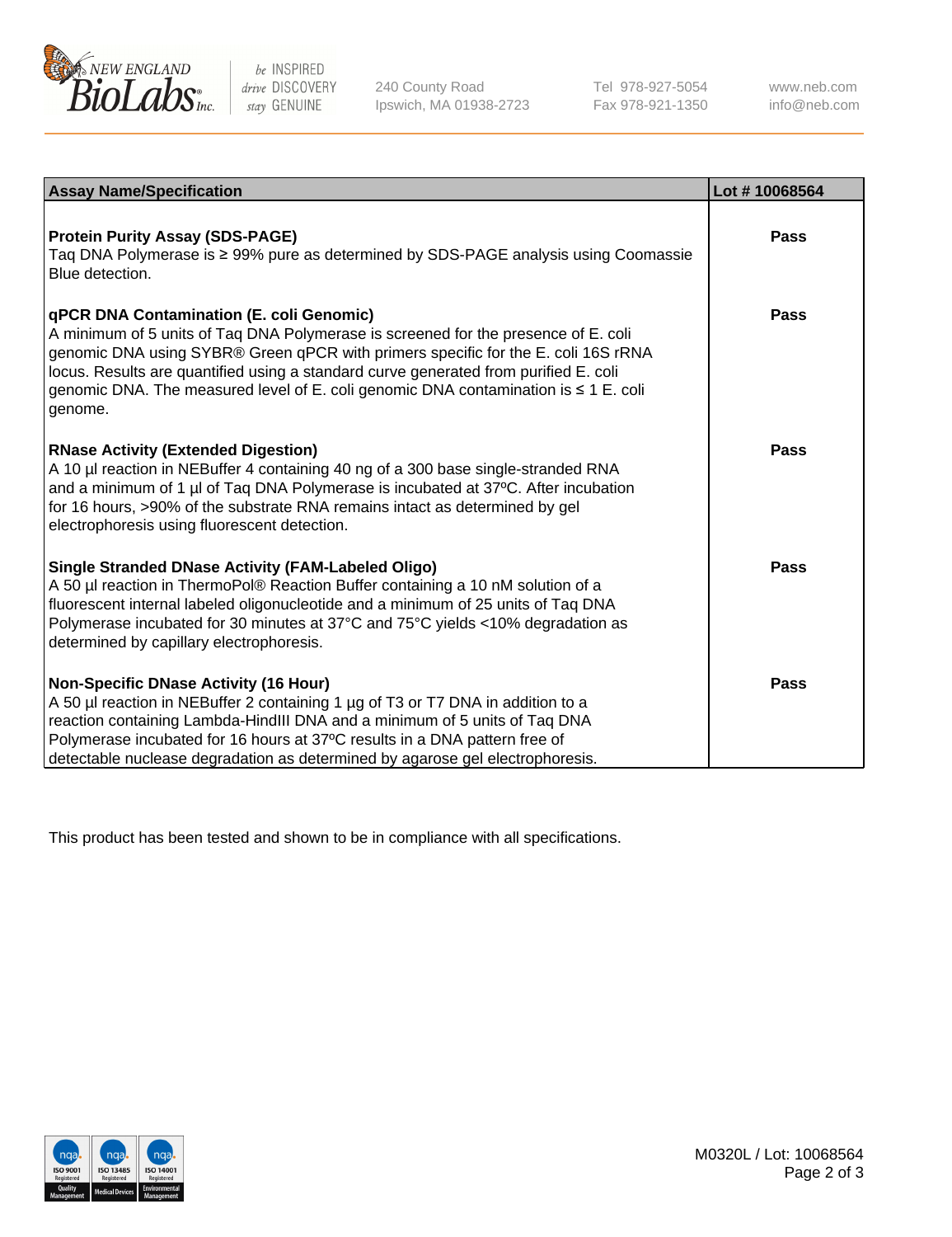| Assay Name/Specification | Lot # 10068564 |
|---|---|
| **Protein Purity Assay (SDS-PAGE)**<br>Taq DNA Polymerase is ≥ 99% pure as determined by SDS-PAGE analysis using Coomassie Blue detection. | **Pass** |
| **qPCR DNA Contamination (E. coli Genomic)**<br>A minimum of 5 units of Taq DNA Polymerase is screened for the presence of E. coli genomic DNA using SYBR® Green qPCR with primers specific for the E. coli 16S rRNA locus. Results are quantified using a standard curve generated from purified E. coli genomic DNA. The measured level of E. coli genomic DNA contamination is ≤ 1 E. coli genome. | **Pass** |
| **RNase Activity (Extended Digestion)**<br>A 10 µl reaction in NEBuffer 4 containing 40 ng of a 300 base single-stranded RNA and a minimum of 1 µl of Taq DNA Polymerase is incubated at 37ºC. After incubation for 16 hours, >90% of the substrate RNA remains intact as determined by gel electrophoresis using fluorescent detection. | **Pass** |
| **Single Stranded DNase Activity (FAM-Labeled Oligo)**<br>A 50 µl reaction in ThermoPol® Reaction Buffer containing a 10 nM solution of a fluorescent internal labeled oligonucleotide and a minimum of 25 units of Taq DNA Polymerase incubated for 30 minutes at 37°C and 75°C yields <10% degradation as determined by capillary electrophoresis. | **Pass** |
| **Non-Specific DNase Activity (16 Hour)**<br>A 50 µl reaction in NEBuffer 2 containing 1 µg of T3 or T7 DNA in addition to a reaction containing Lambda-HindIII DNA and a minimum of 5 units of Taq DNA Polymerase incubated for 16 hours at 37ºC results in a DNA pattern free of detectable nuclease degradation as determined by agarose gel electrophoresis. | **Pass** |

This product has been tested and shown to be in compliance with all specifications.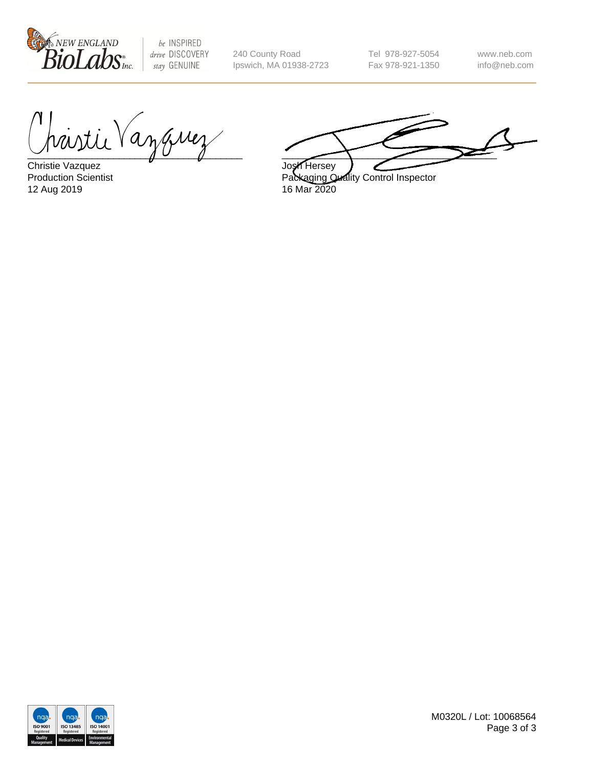Christie Vazquez
Production Scientist
12 Aug 2019

Josh Hersey
Packaging Quality Control Inspector
16 Mar 2020